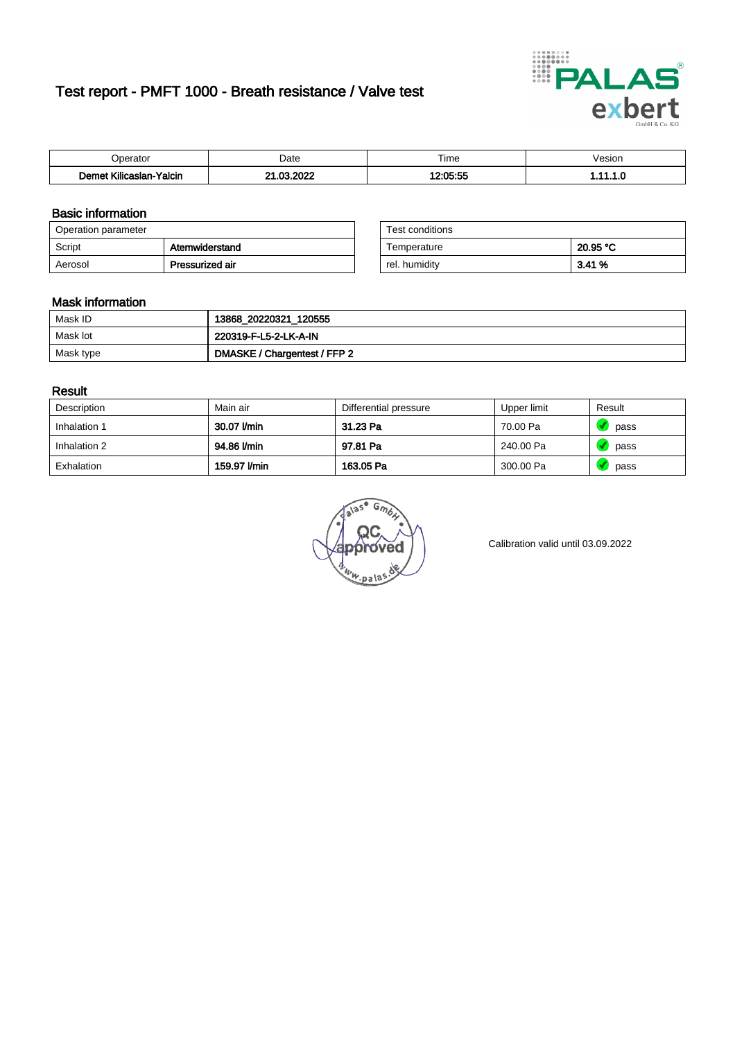# Test report - PMFT 1000 - Breath resistance / Valve test

| Operator | Date | Time | Vesion |
|---|---|---|---|
| **Demet Kilicaslan-Yalcin** | **21.03.2022** | **12:05:55** | **1.11.1.0** |

## Basic information

| Operation parameter | |
|---|---|
| Script | **Atemwiderstand** |
| Aerosol | **Pressurized air** |

| Test conditions | |
|---|---|
| Temperature | **20.95 °C** |
| rel. humidity | **3.41 %** |

## Mask information

| | |
|---|---|
| Mask ID | **13868_20220321_120555** |
| Mask lot | **220319-F-L5-2-LK-A-IN** |
| Mask type | **DMASKE / Chargentest / FFP 2** |

## Result

| Description | Main air | Differential pressure | Upper limit | Result |
|---|---|---|---|---|
| Inhalation 1 | **30.07 l/min** | **31.23 Pa** | 70.00 Pa | pass |
| Inhalation 2 | **94.86 l/min** | **97.81 Pa** | 240.00 Pa | pass |
| Exhalation | **159.97 l/min** | **163.05 Pa** | 300.00 Pa | pass |

Calibration valid until 03.09.2022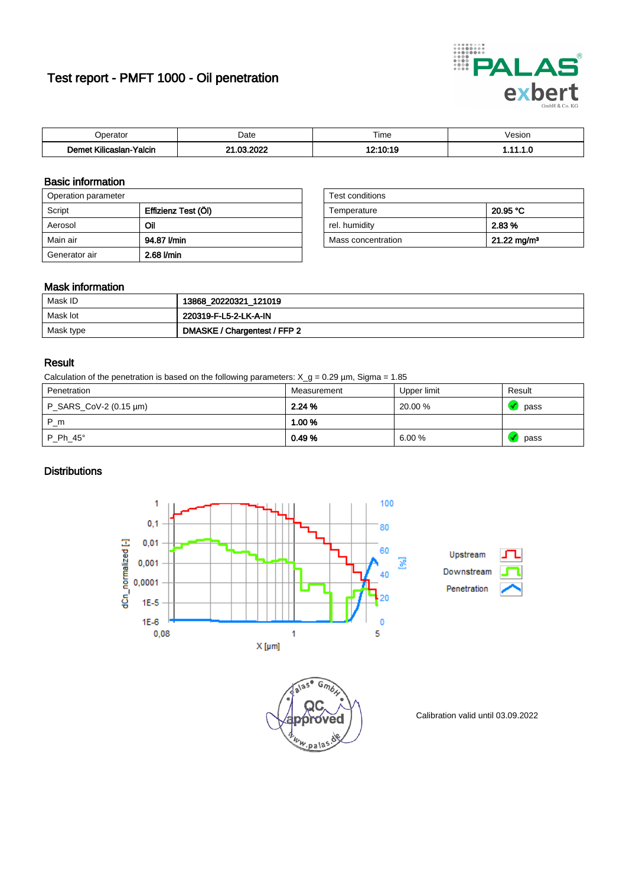# Test report - PMFT 1000 - Oil penetration

PALAS® exbert GmbH & Co. KG

| Operator | Date | Time | Vesion |
|---|---|---|---|
| **Demet Kilicaslan-Yalcin** | **21.03.2022** | **12:10:19** | **1.11.1.0** |

## Basic information

| Operation parameter | |
|---|---|
| Script | **Effizienz Test (Öl)** |
| Aerosol | **Oil** |
| Main air | **94.87 l/min** |
| Generator air | **2.68 l/min** |

| Test conditions | |
|---|---|
| Temperature | **20.95 °C** |
| rel. humidity | **2.83 %** |
| Mass concentration | **21.22 mg/m³** |

## Mask information

| | |
|---|---|
| Mask ID | **13868_20220321_121019** |
| Mask lot | **220319-F-L5-2-LK-A-IN** |
| Mask type | **DMASKE / Chargentest / FFP 2** |

## Result

Calculation of the penetration is based on the following parameters: X_g = 0.29 µm, Sigma = 1.85

| Penetration | Measurement | Upper limit | Result |
|---|---|---|---|
| P_SARS_CoV-2 (0.15 µm) | **2.24 %** | 20.00 % | pass |
| P_m | **1.00 %** | | |
| P_Ph_45° | **0.49 %** | 6.00 % | pass |

## Distributions

dCn_normalized [-]

1
0,1
0,01
0,001
0,0001
1E-5
1E-6

0,08
1
5

X [µm]

[%]

100
80
60
40
20
0

Upstream
Downstream
Penetration

Palas® GmbH QC approved www.palas.de

Calibration valid until 03.09.2022